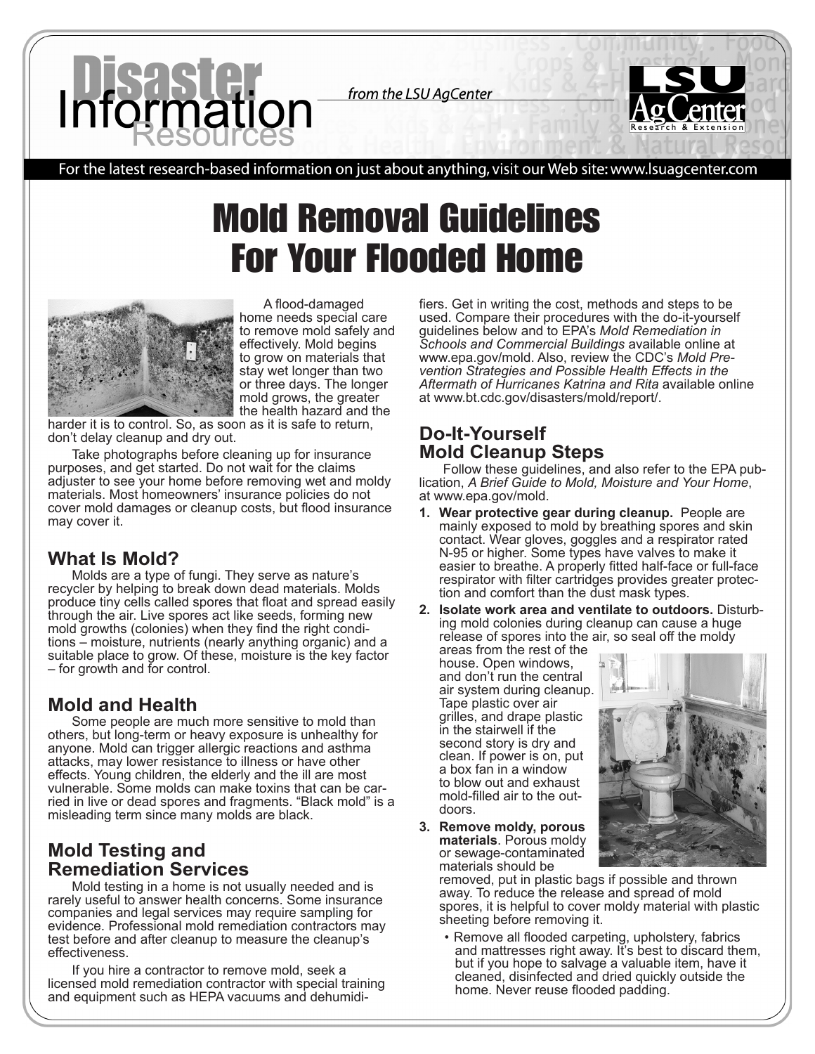# Mold Removal Guidelines For Your Flooded Home

A flood-damaged home needs special care to remove mold safely and effectively. Mold begins to grow on materials that stay wet longer than two or three days. The longer mold grows, the greater the health hazard and the harder it is to control. So, as soon as it is safe to return, don't delay cleanup and dry out.

Take photographs before cleaning up for insurance purposes, and get started. Do not wait for the claims adjuster to see your home before removing wet and moldy materials. Most homeowners' insurance policies do not cover mold damages or cleanup costs, but flood insurance may cover it.

## What Is Mold?

Molds are a type of fungi. They serve as nature's recycler by helping to break down dead materials. Molds produce tiny cells called spores that float and spread easily through the air. Live spores act like seeds, forming new mold growths (colonies) when they find the right conditions – moisture, nutrients (nearly anything organic) and a suitable place to grow. Of these, moisture is the key factor – for growth and for control.

## Mold and Health

Some people are much more sensitive to mold than others, but long-term or heavy exposure is unhealthy for anyone. Mold can trigger allergic reactions and asthma attacks, may lower resistance to illness or have other effects. Young children, the elderly and the ill are most vulnerable. Some molds can make toxins that can be carried in live or dead spores and fragments. "Black mold" is a misleading term since many molds are black.

## Mold Testing and Remediation Services

Mold testing in a home is not usually needed and is rarely useful to answer health concerns. Some insurance companies and legal services may require sampling for evidence. Professional mold remediation contractors may test before and after cleanup to measure the cleanup's effectiveness.

If you hire a contractor to remove mold, seek a licensed mold remediation contractor with special training and equipment such as HEPA vacuums and dehumidifiers. Get in writing the cost, methods and steps to be used. Compare their procedures with the do-it-yourself guidelines below and to EPA's *Mold Remediation in Schools and Commercial Buildings* available online at www.epa.gov/mold. Also, review the CDC's *Mold Prevention Strategies and Possible Health Effects in the Aftermath of Hurricanes Katrina and Rita* available online at www.bt.cdc.gov/disasters/mold/report/.

## Do-It-Yourself Mold Cleanup Steps

Follow these guidelines, and also refer to the EPA publication, *A Brief Guide to Mold, Moisture and Your Home*, at www.epa.gov/mold.

1. **Wear protective gear during cleanup.** People are mainly exposed to mold by breathing spores and skin contact. Wear gloves, goggles and a respirator rated N-95 or higher. Some types have valves to make it easier to breathe. A properly fitted half-face or full-face respirator with filter cartridges provides greater protection and comfort than the dust mask types.
2. **Isolate work area and ventilate to outdoors.** Disturbing mold colonies during cleanup can cause a huge release of spores into the air, so seal off the moldy areas from the rest of the house. Open windows, and don't run the central air system during cleanup. Tape plastic over air grilles, and drape plastic in the stairwell if the second story is dry and clean. If power is on, put a box fan in a window to blow out and exhaust mold-filled air to the outdoors.
3. **Remove moldy, porous materials**. Porous moldy or sewage-contaminated materials should be removed, put in plastic bags if possible and thrown away. To reduce the release and spread of mold spores, it is helpful to cover moldy material with plastic sheeting before removing it.
   - Remove all flooded carpeting, upholstery, fabrics and mattresses right away. It's best to discard them, but if you hope to salvage a valuable item, have it cleaned, disinfected and dried quickly outside the home. Never reuse flooded padding.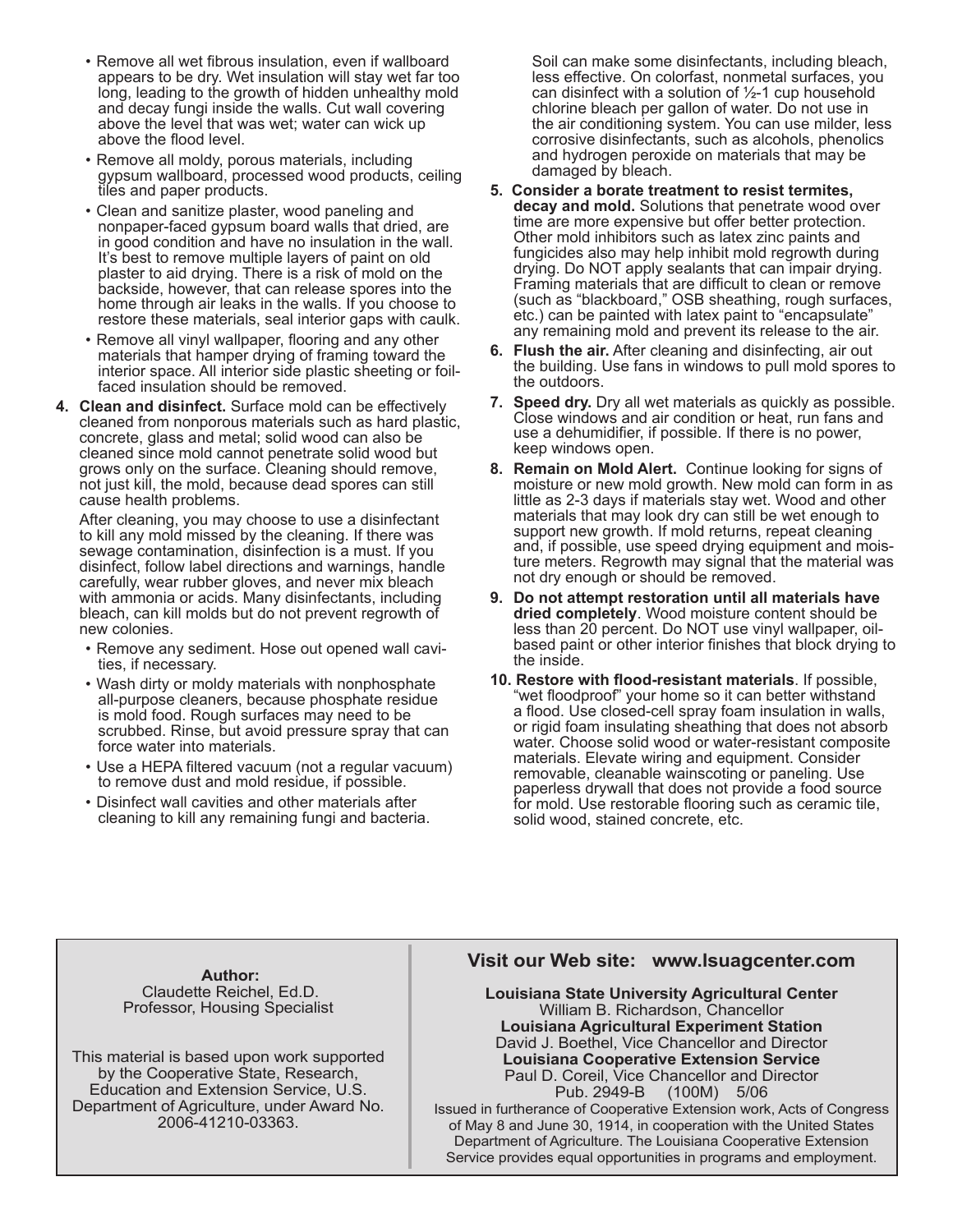- Remove all wet fibrous insulation, even if wallboard appears to be dry. Wet insulation will stay wet far too long, leading to the growth of hidden unhealthy mold and decay fungi inside the walls. Cut wall covering above the level that was wet; water can wick up above the flood level.
- Remove all moldy, porous materials, including gypsum wallboard, processed wood products, ceiling tiles and paper products.
- Clean and sanitize plaster, wood paneling and nonpaper-faced gypsum board walls that dried, are in good condition and have no insulation in the wall. It's best to remove multiple layers of paint on old plaster to aid drying. There is a risk of mold on the backside, however, that can release spores into the home through air leaks in the walls. If you choose to restore these materials, seal interior gaps with caulk.
- Remove all vinyl wallpaper, flooring and any other materials that hamper drying of framing toward the interior space. All interior side plastic sheeting or foil-faced insulation should be removed.

4. **Clean and disinfect.** Surface mold can be effectively cleaned from nonporous materials such as hard plastic, concrete, glass and metal; solid wood can also be cleaned since mold cannot penetrate solid wood but grows only on the surface. Cleaning should remove, not just kill, the mold, because dead spores can still cause health problems.

   After cleaning, you may choose to use a disinfectant to kill any mold missed by the cleaning. If there was sewage contamination, disinfection is a must. If you disinfect, follow label directions and warnings, handle carefully, wear rubber gloves, and never mix bleach with ammonia or acids. Many disinfectants, including bleach, can kill molds but do not prevent regrowth of new colonies.

   - Remove any sediment. Hose out opened wall cavities, if necessary.
   - Wash dirty or moldy materials with nonphosphate all-purpose cleaners, because phosphate residue is mold food. Rough surfaces may need to be scrubbed. Rinse, but avoid pressure spray that can force water into materials.
   - Use a HEPA filtered vacuum (not a regular vacuum) to remove dust and mold residue, if possible.
   - Disinfect wall cavities and other materials after cleaning to kill any remaining fungi and bacteria.

   Soil can make some disinfectants, including bleach, less effective. On colorfast, nonmetal surfaces, you can disinfect with a solution of ½-1 cup household chlorine bleach per gallon of water. Do not use in the air conditioning system. You can use milder, less corrosive disinfectants, such as alcohols, phenolics and hydrogen peroxide on materials that may be damaged by bleach.

5. **Consider a borate treatment to resist termites, decay and mold.** Solutions that penetrate wood over time are more expensive but offer better protection. Other mold inhibitors such as latex zinc paints and fungicides also may help inhibit mold regrowth during drying. Do NOT apply sealants that can impair drying. Framing materials that are difficult to clean or remove (such as "blackboard," OSB sheathing, rough surfaces, etc.) can be painted with latex paint to "encapsulate" any remaining mold and prevent its release to the air.
6. **Flush the air.** After cleaning and disinfecting, air out the building. Use fans in windows to pull mold spores to the outdoors.
7. **Speed dry.** Dry all wet materials as quickly as possible. Close windows and air condition or heat, run fans and use a dehumidifier, if possible. If there is no power, keep windows open.
8. **Remain on Mold Alert.** Continue looking for signs of moisture or new mold growth. New mold can form in as little as 2-3 days if materials stay wet. Wood and other materials that may look dry can still be wet enough to support new growth. If mold returns, repeat cleaning and, if possible, use speed drying equipment and moisture meters. Regrowth may signal that the material was not dry enough or should be removed.
9. **Do not attempt restoration until all materials have dried completely**. Wood moisture content should be less than 20 percent. Do NOT use vinyl wallpaper, oil-based paint or other interior finishes that block drying to the inside.
10. **Restore with flood-resistant materials**. If possible, "wet floodproof" your home so it can better withstand a flood. Use closed-cell spray foam insulation in walls, or rigid foam insulating sheathing that does not absorb water. Choose solid wood or water-resistant composite materials. Elevate wiring and equipment. Consider removable, cleanable wainscoting or paneling. Use paperless drywall that does not provide a food source for mold. Use restorable flooring such as ceramic tile, solid wood, stained concrete, etc.

**Author:**
Claudette Reichel, Ed.D.
Professor, Housing Specialist

This material is based upon work supported by the Cooperative State, Research, Education and Extension Service, U.S. Department of Agriculture, under Award No. 2006-41210-03363.

**Visit our Web site: www.lsuagcenter.com**

**Louisiana State University Agricultural Center**
William B. Richardson, Chancellor
**Louisiana Agricultural Experiment Station**
David J. Boethel, Vice Chancellor and Director
**Louisiana Cooperative Extension Service**
Paul D. Coreil, Vice Chancellor and Director
Pub. 2949-B (100M) 5/06

Issued in furtherance of Cooperative Extension work, Acts of Congress of May 8 and June 30, 1914, in cooperation with the United States Department of Agriculture. The Louisiana Cooperative Extension Service provides equal opportunities in programs and employment.